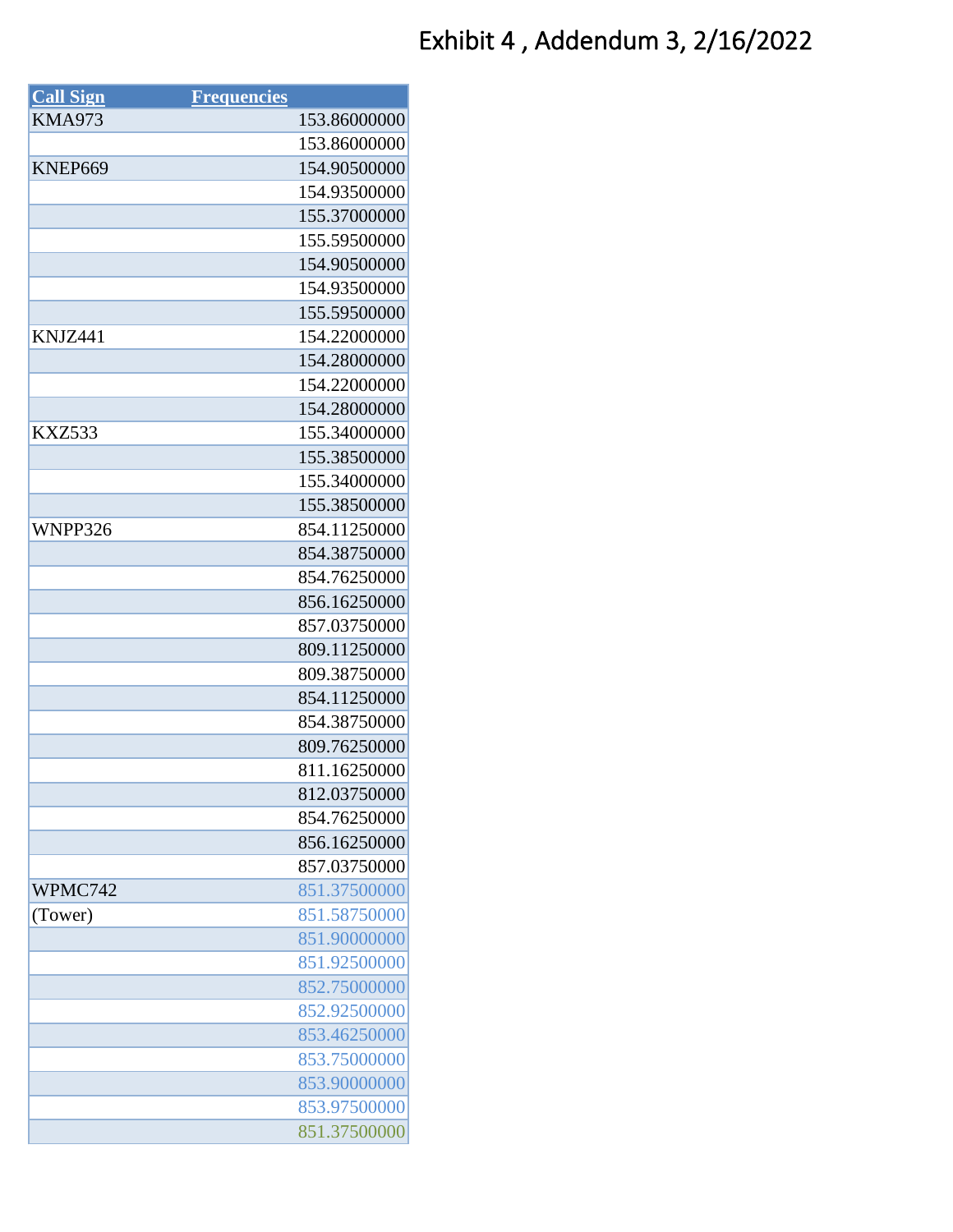# Exhibit 4 , Addendum 3, 2/16/2022

| Call Sign | Frequencies |
|---|---|
| KMA973 | 153.86000000 |
| | 153.86000000 |
| KNEP669 | 154.90500000 |
| | 154.93500000 |
| | 155.37000000 |
| | 155.59500000 |
| | 154.90500000 |
| | 154.93500000 |
| | 155.59500000 |
| KNJZ441 | 154.22000000 |
| | 154.28000000 |
| | 154.22000000 |
| | 154.28000000 |
| KXZ533 | 155.34000000 |
| | 155.38500000 |
| | 155.34000000 |
| | 155.38500000 |
| WNPP326 | 854.11250000 |
| | 854.38750000 |
| | 854.76250000 |
| | 856.16250000 |
| | 857.03750000 |
| | 809.11250000 |
| | 809.38750000 |
| | 854.11250000 |
| | 854.38750000 |
| | 809.76250000 |
| | 811.16250000 |
| | 812.03750000 |
| | 854.76250000 |
| | 856.16250000 |
| | 857.03750000 |
| WPMC742 | 851.37500000 |
| (Tower) | 851.58750000 |
| | 851.90000000 |
| | 851.92500000 |
| | 852.75000000 |
| | 852.92500000 |
| | 853.46250000 |
| | 853.75000000 |
| | 853.90000000 |
| | 853.97500000 |
| | 851.37500000 |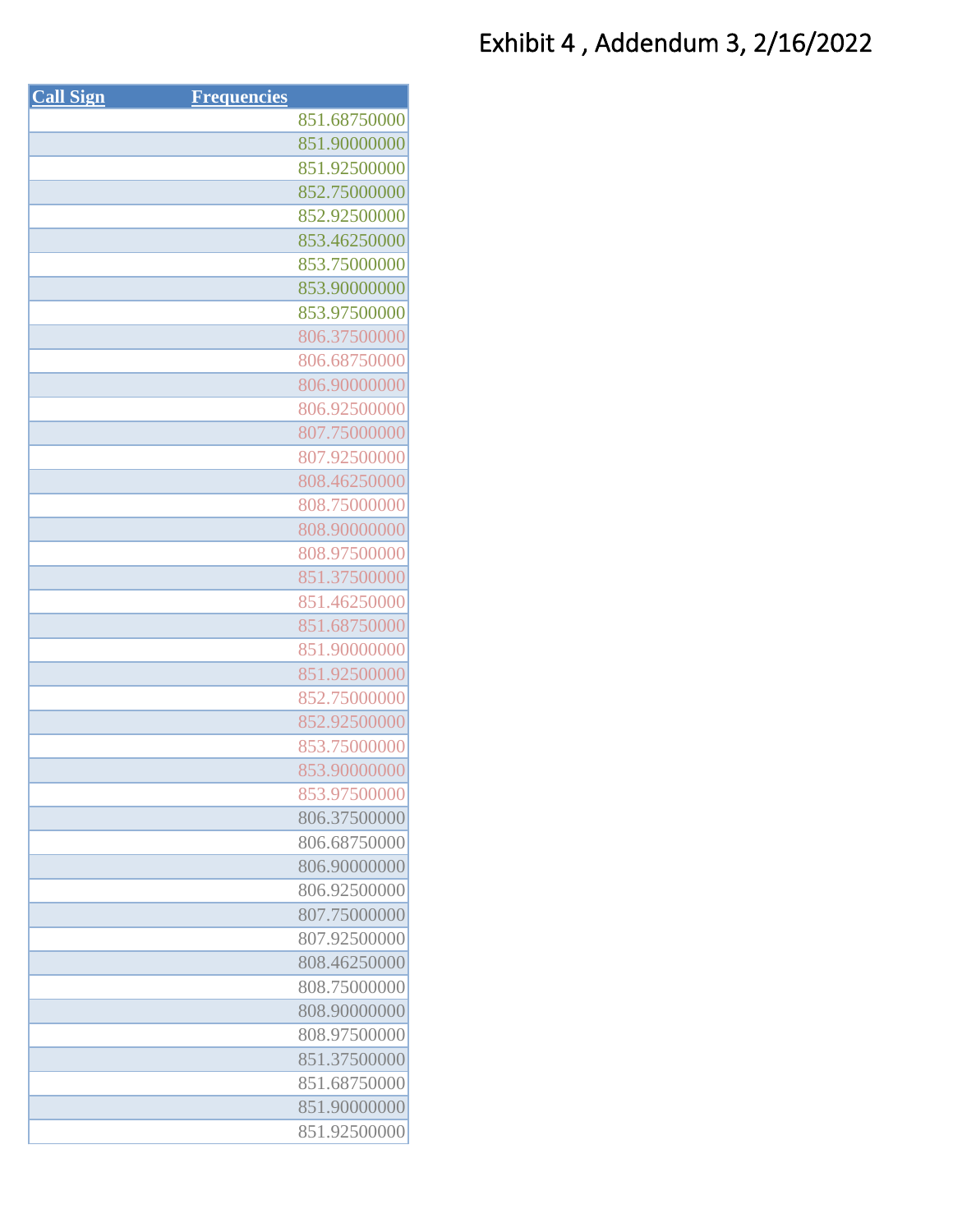# Exhibit 4 , Addendum 3, 2/16/2022

| Call Sign | Frequencies |
|---|---|
| | 851.68750000 |
| | 851.90000000 |
| | 851.92500000 |
| | 852.75000000 |
| | 852.92500000 |
| | 853.46250000 |
| | 853.75000000 |
| | 853.90000000 |
| | 853.97500000 |
| | 806.37500000 |
| | 806.68750000 |
| | 806.90000000 |
| | 806.92500000 |
| | 807.75000000 |
| | 807.92500000 |
| | 808.46250000 |
| | 808.75000000 |
| | 808.90000000 |
| | 808.97500000 |
| | 851.37500000 |
| | 851.46250000 |
| | 851.68750000 |
| | 851.90000000 |
| | 851.92500000 |
| | 852.75000000 |
| | 852.92500000 |
| | 853.75000000 |
| | 853.90000000 |
| | 853.97500000 |
| | 806.37500000 |
| | 806.68750000 |
| | 806.90000000 |
| | 806.92500000 |
| | 807.75000000 |
| | 807.92500000 |
| | 808.46250000 |
| | 808.75000000 |
| | 808.90000000 |
| | 808.97500000 |
| | 851.37500000 |
| | 851.68750000 |
| | 851.90000000 |
| | 851.92500000 |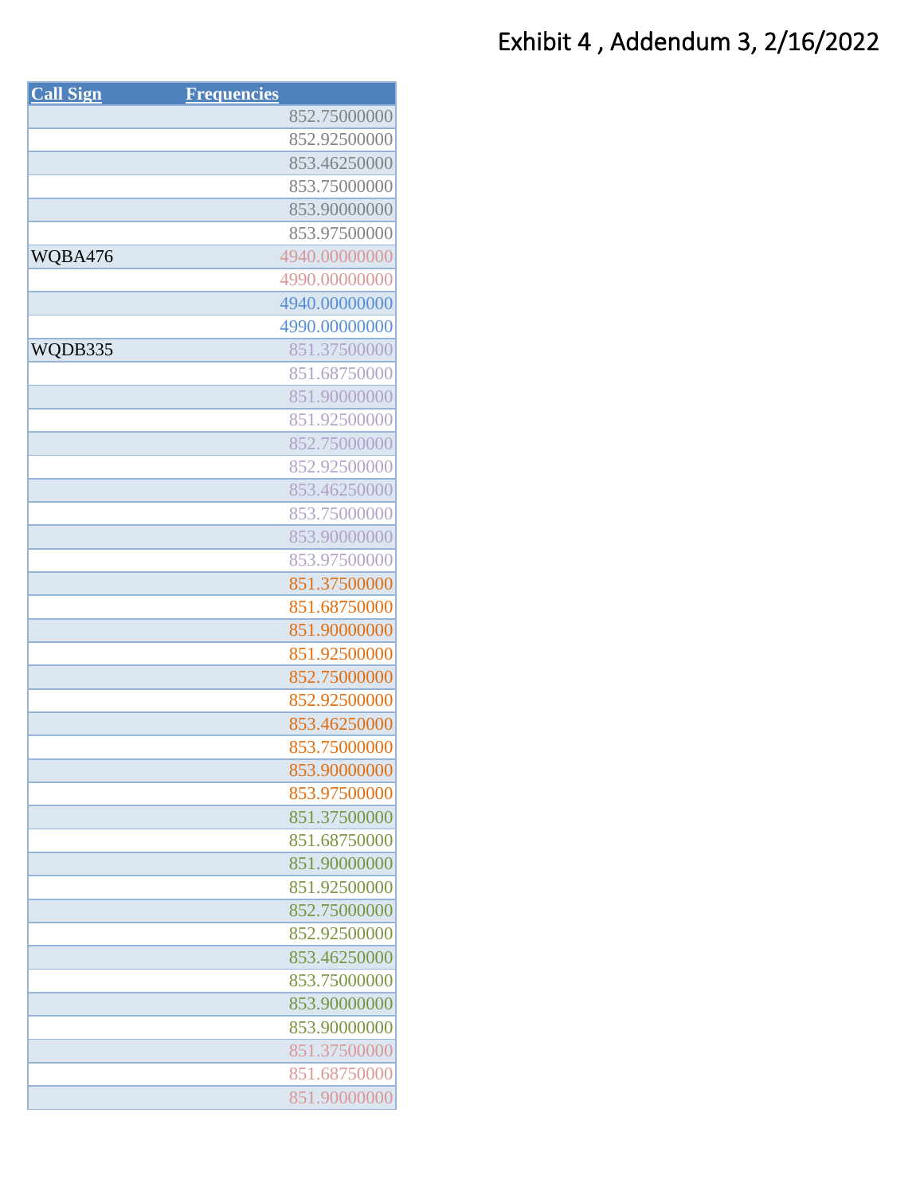Exhibit 4 , Addendum 3, 2/16/2022

| Call Sign | Frequencies |
|---|---|
| | 852.75000000 |
| | 852.92500000 |
| | 853.46250000 |
| | 853.75000000 |
| | 853.90000000 |
| | 853.97500000 |
| WQBA476 | 4940.00000000 |
| | 4990.00000000 |
| | 4940.00000000 |
| | 4990.00000000 |
| WQDB335 | 851.37500000 |
| | 851.68750000 |
| | 851.90000000 |
| | 851.92500000 |
| | 852.75000000 |
| | 852.92500000 |
| | 853.46250000 |
| | 853.75000000 |
| | 853.90000000 |
| | 853.97500000 |
| | 851.37500000 |
| | 851.68750000 |
| | 851.90000000 |
| | 851.92500000 |
| | 852.75000000 |
| | 852.92500000 |
| | 853.46250000 |
| | 853.75000000 |
| | 853.90000000 |
| | 853.97500000 |
| | 851.37500000 |
| | 851.68750000 |
| | 851.90000000 |
| | 851.92500000 |
| | 852.75000000 |
| | 852.92500000 |
| | 853.46250000 |
| | 853.75000000 |
| | 853.90000000 |
| | 853.90000000 |
| | 851.37500000 |
| | 851.68750000 |
| | 851.90000000 |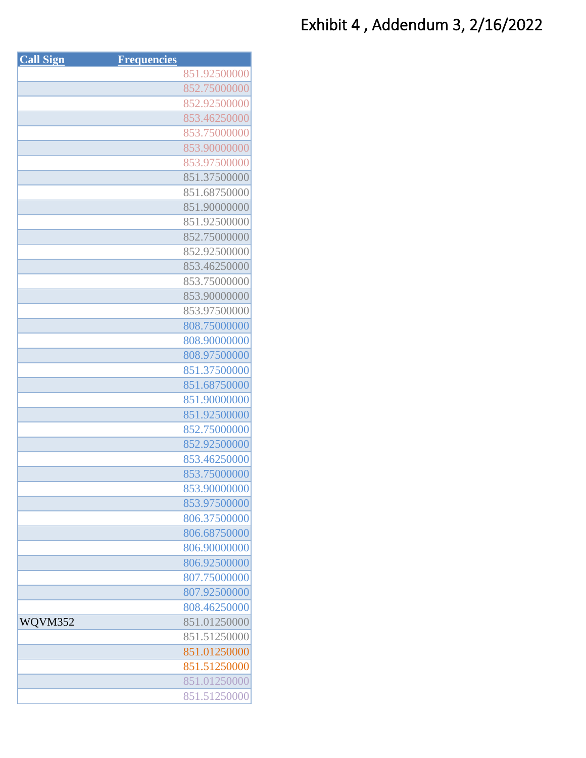# Exhibit 4 , Addendum 3, 2/16/2022

| Call Sign | Frequencies |
|---|---|
| | 851.92500000 |
| | 852.75000000 |
| | 852.92500000 |
| | 853.46250000 |
| | 853.75000000 |
| | 853.90000000 |
| | 853.97500000 |
| | 851.37500000 |
| | 851.68750000 |
| | 851.90000000 |
| | 851.92500000 |
| | 852.75000000 |
| | 852.92500000 |
| | 853.46250000 |
| | 853.75000000 |
| | 853.90000000 |
| | 853.97500000 |
| | 808.75000000 |
| | 808.90000000 |
| | 808.97500000 |
| | 851.37500000 |
| | 851.68750000 |
| | 851.90000000 |
| | 851.92500000 |
| | 852.75000000 |
| | 852.92500000 |
| | 853.46250000 |
| | 853.75000000 |
| | 853.90000000 |
| | 853.97500000 |
| | 806.37500000 |
| | 806.68750000 |
| | 806.90000000 |
| | 806.92500000 |
| | 807.75000000 |
| | 807.92500000 |
| | 808.46250000 |
| WQVM352 | 851.01250000 |
| | 851.51250000 |
| | 851.01250000 |
| | 851.51250000 |
| | 851.01250000 |
| | 851.51250000 |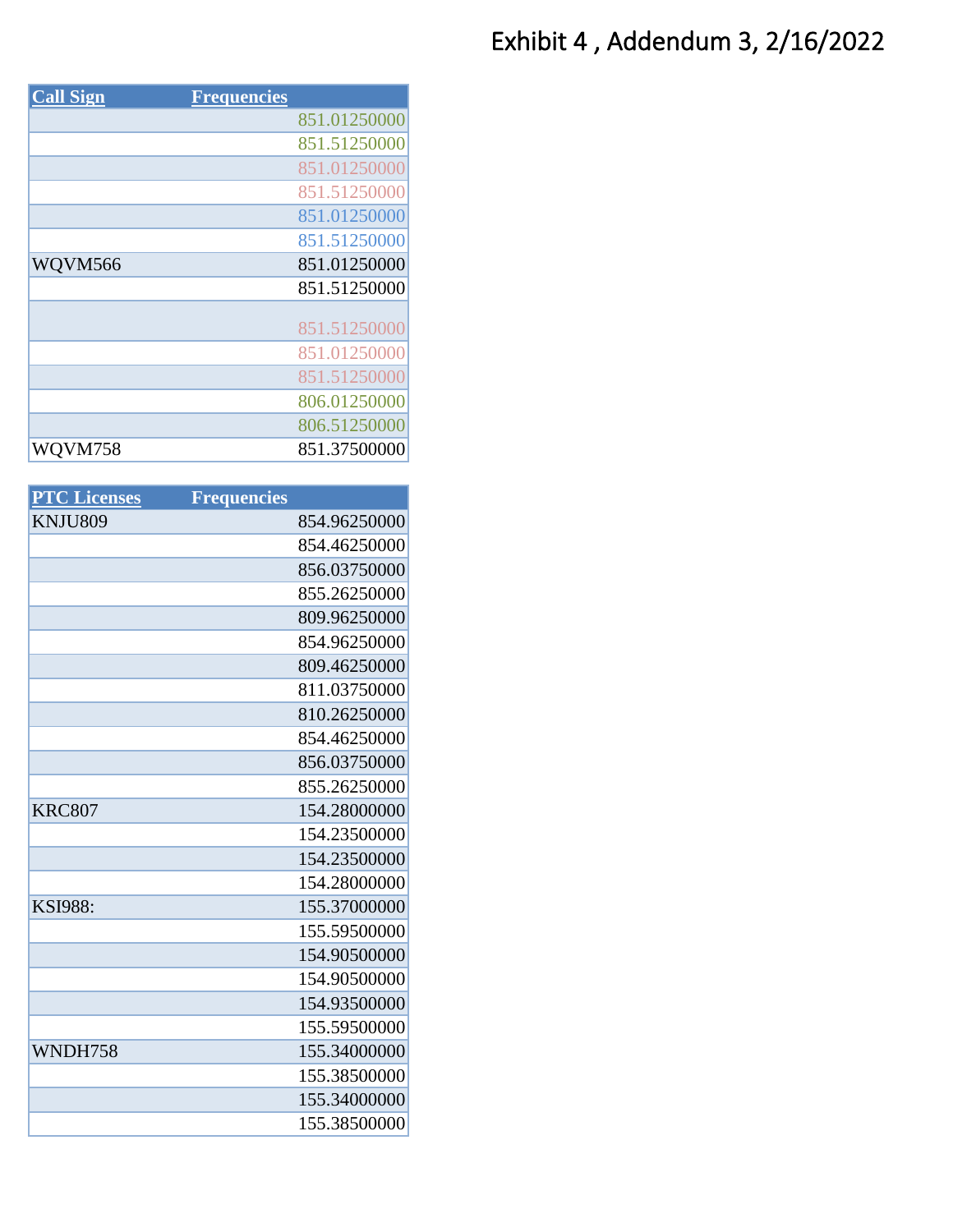# Exhibit 4 , Addendum 3, 2/16/2022

| Call Sign | Frequencies |
|---|---|
| | 851.01250000 |
| | 851.51250000 |
| | 851.01250000 |
| | 851.51250000 |
| | 851.01250000 |
| | 851.51250000 |
| WQVM566 | 851.01250000 |
| | 851.51250000 |
| | 851.51250000 |
| | 851.01250000 |
| | 851.51250000 |
| | 806.01250000 |
| | 806.51250000 |
| WQVM758 | 851.37500000 |

| PTC Licenses | Frequencies |
|---|---|
| KNJU809 | 854.96250000 |
| | 854.46250000 |
| | 856.03750000 |
| | 855.26250000 |
| | 809.96250000 |
| | 854.96250000 |
| | 809.46250000 |
| | 811.03750000 |
| | 810.26250000 |
| | 854.46250000 |
| | 856.03750000 |
| | 855.26250000 |
| KRC807 | 154.28000000 |
| | 154.23500000 |
| | 154.23500000 |
| | 154.28000000 |
| KSI988: | 155.37000000 |
| | 155.59500000 |
| | 154.90500000 |
| | 154.90500000 |
| | 154.93500000 |
| | 155.59500000 |
| WNDH758 | 155.34000000 |
| | 155.38500000 |
| | 155.34000000 |
| | 155.38500000 |